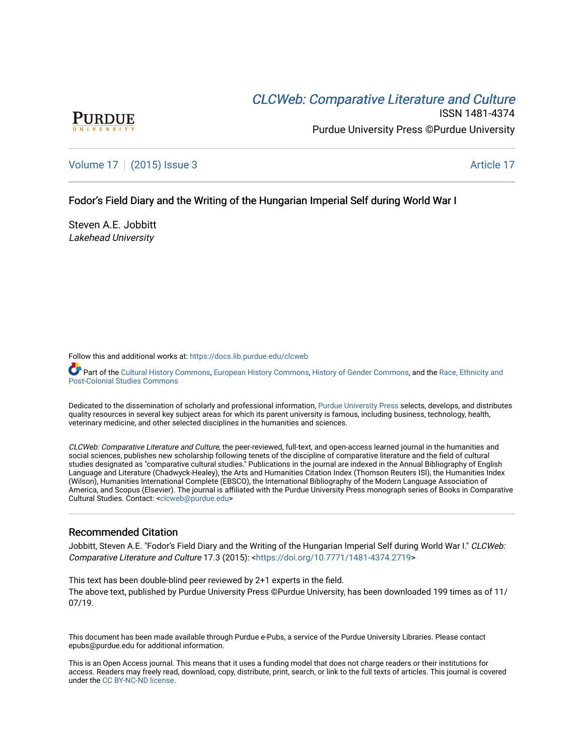# *CLCWeb: Comparative Literature and Culture*

ISSN 1481-4374

Purdue University Press ©Purdue University

Volume 17 | (2015) Issue 3 | Article 17

## Fodor's Field Diary and the Writing of the Hungarian Imperial Self during World War I

Steven A.E. Jobbitt
*Lakehead University*

Follow this and additional works at: https://docs.lib.purdue.edu/clcweb

Part of the Cultural History Commons, European History Commons, History of Gender Commons, and the Race, Ethnicity and Post-Colonial Studies Commons

Dedicated to the dissemination of scholarly and professional information, Purdue University Press selects, develops, and distributes quality resources in several key subject areas for which its parent university is famous, including business, technology, health, veterinary medicine, and other selected disciplines in the humanities and sciences.

*CLCWeb: Comparative Literature and Culture*, the peer-reviewed, full-text, and open-access learned journal in the humanities and social sciences, publishes new scholarship following tenets of the discipline of comparative literature and the field of cultural studies designated as "comparative cultural studies." Publications in the journal are indexed in the Annual Bibliography of English Language and Literature (Chadwyck-Healey), the Arts and Humanities Citation Index (Thomson Reuters ISI), the Humanities Index (Wilson), Humanities International Complete (EBSCO), the International Bibliography of the Modern Language Association of America, and Scopus (Elsevier). The journal is affiliated with the Purdue University Press monograph series of Books in Comparative Cultural Studies. Contact: <clcweb@purdue.edu>

### Recommended Citation

Jobbitt, Steven A.E. "Fodor's Field Diary and the Writing of the Hungarian Imperial Self during World War I." *CLCWeb: Comparative Literature and Culture* 17.3 (2015): <https://doi.org/10.7771/1481-4374.2719>

This text has been double-blind peer reviewed by 2+1 experts in the field.
The above text, published by Purdue University Press ©Purdue University, has been downloaded 199 times as of 11/07/19.

This document has been made available through Purdue e-Pubs, a service of the Purdue University Libraries. Please contact epubs@purdue.edu for additional information.

This is an Open Access journal. This means that it uses a funding model that does not charge readers or their institutions for access. Readers may freely read, download, copy, distribute, print, search, or link to the full texts of articles. This journal is covered under the CC BY-NC-ND license.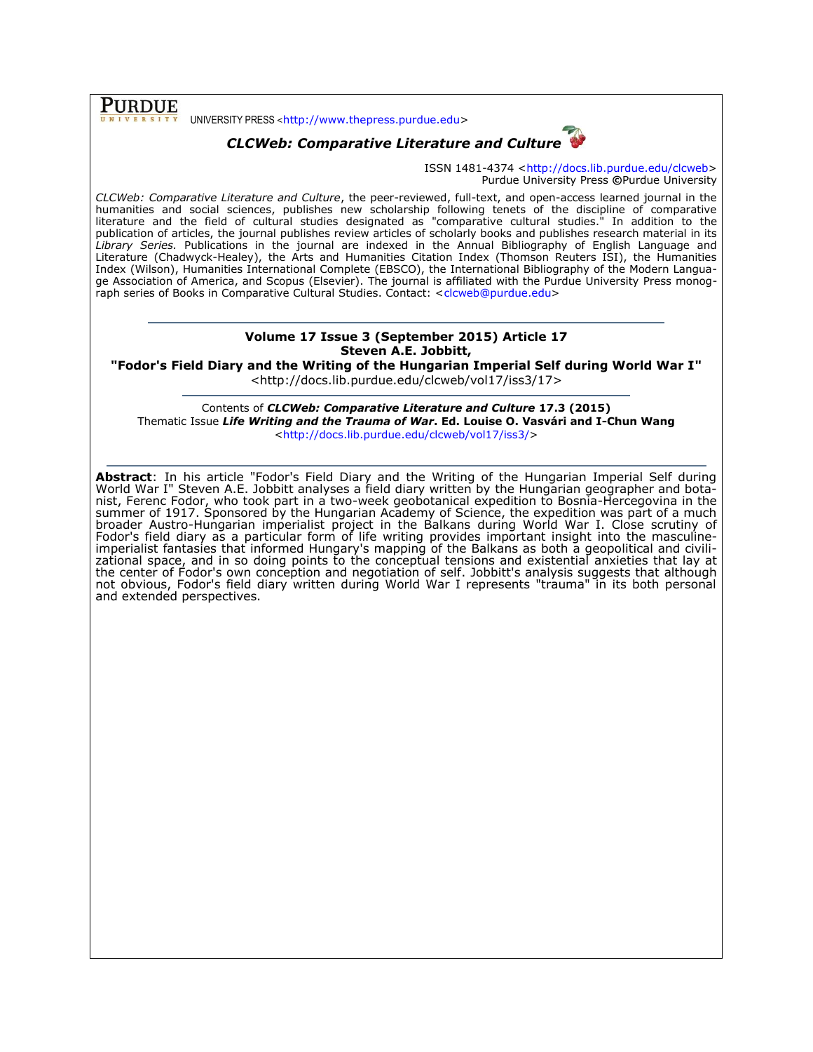**PURDUE** UNIVERSITY PRESS <http://www.thepress.purdue.edu>

## *CLCWeb: Comparative Literature and Culture*

ISSN 1481-4374 <http://docs.lib.purdue.edu/clcweb>
Purdue University Press ©Purdue University

*CLCWeb: Comparative Literature and Culture*, the peer-reviewed, full-text, and open-access learned journal in the humanities and social sciences, publishes new scholarship following tenets of the discipline of comparative literature and the field of cultural studies designated as "comparative cultural studies." In addition to the publication of articles, the journal publishes review articles of scholarly books and publishes research material in its *Library Series.* Publications in the journal are indexed in the Annual Bibliography of English Language and Literature (Chadwyck-Healey), the Arts and Humanities Citation Index (Thomson Reuters ISI), the Humanities Index (Wilson), Humanities International Complete (EBSCO), the International Bibliography of the Modern Language Association of America, and Scopus (Elsevier). The journal is affiliated with the Purdue University Press monograph series of Books in Comparative Cultural Studies. Contact: <clcweb@purdue.edu>

**Volume 17 Issue 3 (September 2015) Article 17**
**Steven A.E. Jobbitt,**
**"Fodor's Field Diary and the Writing of the Hungarian Imperial Self during World War I"**
<http://docs.lib.purdue.edu/clcweb/vol17/iss3/17>

Contents of ***CLCWeb: Comparative Literature and Culture*** **17.3 (2015)**
Thematic Issue ***Life Writing and the Trauma of War*****. Ed. Louise O. Vasvári and I-Chun Wang**
<http://docs.lib.purdue.edu/clcweb/vol17/iss3/>

**Abstract**: In his article "Fodor's Field Diary and the Writing of the Hungarian Imperial Self during World War I" Steven A.E. Jobbitt analyses a field diary written by the Hungarian geographer and botanist, Ferenc Fodor, who took part in a two-week geobotanical expedition to Bosnia-Hercegovina in the summer of 1917. Sponsored by the Hungarian Academy of Science, the expedition was part of a much broader Austro-Hungarian imperialist project in the Balkans during World War I. Close scrutiny of Fodor's field diary as a particular form of life writing provides important insight into the masculine-imperialist fantasies that informed Hungary's mapping of the Balkans as both a geopolitical and civilizational space, and in so doing points to the conceptual tensions and existential anxieties that lay at the center of Fodor's own conception and negotiation of self. Jobbitt's analysis suggests that although not obvious, Fodor's field diary written during World War I represents "trauma" in its both personal and extended perspectives.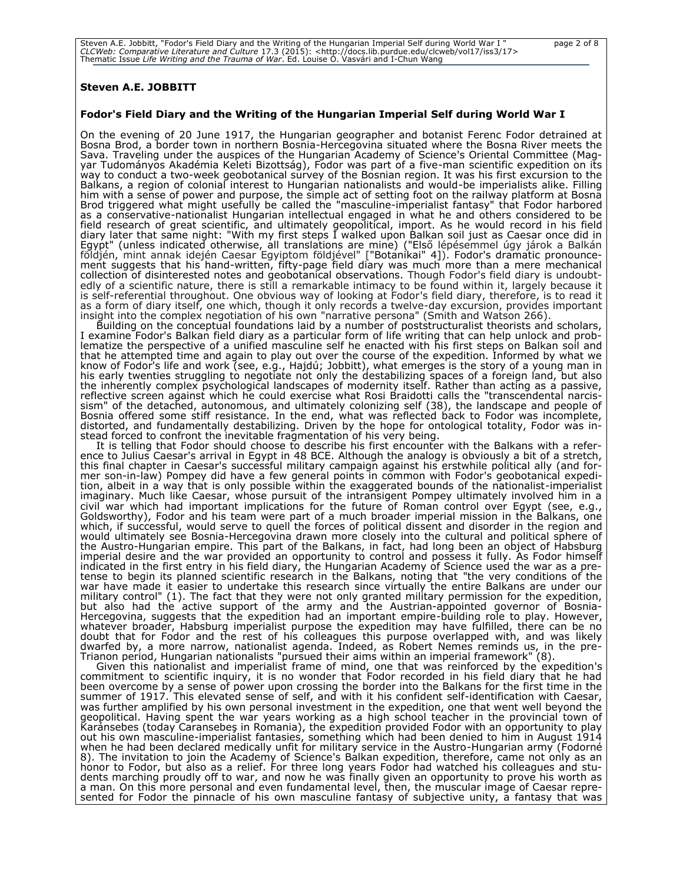**Steven A.E. JOBBITT**

**Fodor's Field Diary and the Writing of the Hungarian Imperial Self during World War I**

On the evening of 20 June 1917, the Hungarian geographer and botanist Ferenc Fodor detrained at Bosna Brod, a border town in northern Bosnia-Hercegovina situated where the Bosna River meets the Sava. Traveling under the auspices of the Hungarian Academy of Science's Oriental Committee (Magyar Tudományos Akadémia Keleti Bizottság), Fodor was part of a five-man scientific expedition on its way to conduct a two-week geobotanical survey of the Bosnian region. It was his first excursion to the Balkans, a region of colonial interest to Hungarian nationalists and would-be imperialists alike. Filling him with a sense of power and purpose, the simple act of setting foot on the railway platform at Bosna Brod triggered what might usefully be called the "masculine-imperialist fantasy" that Fodor harbored as a conservative-nationalist Hungarian intellectual engaged in what he and others considered to be field research of great scientific, and ultimately geopolitical, import. As he would record in his field diary later that same night: "With my first steps I walked upon Balkan soil just as Caesar once did in Egypt" (unless indicated otherwise, all translations are mine) ("Első lépésemmel úgy járok a Balkán földjén, mint annak idején Caesar Egyiptom földjével" ["Botanikai" 4]). Fodor's dramatic pronouncement suggests that his hand-written, fifty-page field diary was much more than a mere mechanical collection of disinterested notes and geobotanical observations. Though Fodor's field diary is undoubtedly of a scientific nature, there is still a remarkable intimacy to be found within it, largely because it is self-referential throughout. One obvious way of looking at Fodor's field diary, therefore, is to read it as a form of diary itself, one which, though it only records a twelve-day excursion, provides important insight into the complex negotiation of his own "narrative persona" (Smith and Watson 266).

Building on the conceptual foundations laid by a number of poststructuralist theorists and scholars, I examine Fodor's Balkan field diary as a particular form of life writing that can help unlock and problematize the perspective of a unified masculine self he enacted with his first steps on Balkan soil and that he attempted time and again to play out over the course of the expedition. Informed by what we know of Fodor's life and work (see, e.g., Hajdú; Jobbitt), what emerges is the story of a young man in his early twenties struggling to negotiate not only the destabilizing spaces of a foreign land, but also the inherently complex psychological landscapes of modernity itself. Rather than acting as a passive, reflective screen against which he could exercise what Rosi Braidotti calls the "transcendental narcissism" of the detached, autonomous, and ultimately colonizing self (38), the landscape and people of Bosnia offered some stiff resistance. In the end, what was reflected back to Fodor was incomplete, distorted, and fundamentally destabilizing. Driven by the hope for ontological totality, Fodor was instead forced to confront the inevitable fragmentation of his very being.

It is telling that Fodor should choose to describe his first encounter with the Balkans with a reference to Julius Caesar's arrival in Egypt in 48 BCE. Although the analogy is obviously a bit of a stretch, this final chapter in Caesar's successful military campaign against his erstwhile political ally (and former son-in-law) Pompey did have a few general points in common with Fodor's geobotanical expedition, albeit in a way that is only possible within the exaggerated bounds of the nationalist-imperialist imaginary. Much like Caesar, whose pursuit of the intransigent Pompey ultimately involved him in a civil war which had important implications for the future of Roman control over Egypt (see, e.g., Goldsworthy), Fodor and his team were part of a much broader imperial mission in the Balkans, one which, if successful, would serve to quell the forces of political dissent and disorder in the region and would ultimately see Bosnia-Hercegovina drawn more closely into the cultural and political sphere of the Austro-Hungarian empire. This part of the Balkans, in fact, had long been an object of Habsburg imperial desire and the war provided an opportunity to control and possess it fully. As Fodor himself indicated in the first entry in his field diary, the Hungarian Academy of Science used the war as a pretense to begin its planned scientific research in the Balkans, noting that "the very conditions of the war have made it easier to undertake this research since virtually the entire Balkans are under our military control" (1). The fact that they were not only granted military permission for the expedition, but also had the active support of the army and the Austrian-appointed governor of Bosnia-Hercegovina, suggests that the expedition had an important empire-building role to play. However, whatever broader, Habsburg imperialist purpose the expedition may have fulfilled, there can be no doubt that for Fodor and the rest of his colleagues this purpose overlapped with, and was likely dwarfed by, a more narrow, nationalist agenda. Indeed, as Robert Nemes reminds us, in the pre-Trianon period, Hungarian nationalists "pursued their aims within an imperial framework" (8).

Given this nationalist and imperialist frame of mind, one that was reinforced by the expedition's commitment to scientific inquiry, it is no wonder that Fodor recorded in his field diary that he had been overcome by a sense of power upon crossing the border into the Balkans for the first time in the summer of 1917. This elevated sense of self, and with it his confident self-identification with Caesar, was further amplified by his own personal investment in the expedition, one that went well beyond the geopolitical. Having spent the war years working as a high school teacher in the provincial town of Karánsebes (today Caransebeş in Romania), the expedition provided Fodor with an opportunity to play out his own masculine-imperialist fantasies, something which had been denied to him in August 1914 when he had been declared medically unfit for military service in the Austro-Hungarian army (Fodorné 8). The invitation to join the Academy of Science's Balkan expedition, therefore, came not only as an honor to Fodor, but also as a relief. For three long years Fodor had watched his colleagues and students marching proudly off to war, and now he was finally given an opportunity to prove his worth as a man. On this more personal and even fundamental level, then, the muscular image of Caesar represented for Fodor the pinnacle of his own masculine fantasy of subjective unity, a fantasy that was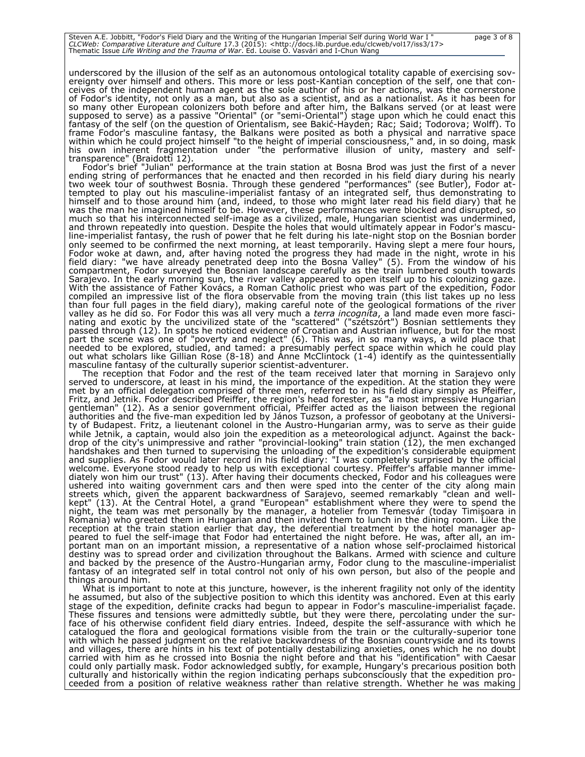underscored by the illusion of the self as an autonomous ontological totality capable of exercising sovereignty over himself and others. This more or less post-Kantian conception of the self, one that conceives of the independent human agent as the sole author of his or her actions, was the cornerstone of Fodor's identity, not only as a man, but also as a scientist, and as a nationalist. As it has been for so many other European colonizers both before and after him, the Balkans served (or at least were supposed to serve) as a passive "Oriental" (or "semi-Oriental") stage upon which he could enact this fantasy of the self (on the question of Orientalism, see Bakić-Hayden; Rac; Said; Todorova; Wolff). To frame Fodor's masculine fantasy, the Balkans were posited as both a physical and narrative space within which he could project himself "to the height of imperial consciousness," and, in so doing, mask his own inherent fragmentation under "the performative illusion of unity, mastery and self-transparence" (Braidotti 12).

Fodor's brief "Julian" performance at the train station at Bosna Brod was just the first of a never ending string of performances that he enacted and then recorded in his field diary during his nearly two week tour of southwest Bosnia. Through these gendered "performances" (see Butler), Fodor attempted to play out his masculine-imperialist fantasy of an integrated self, thus demonstrating to himself and to those around him (and, indeed, to those who might later read his field diary) that he was the man he imagined himself to be. However, these performances were blocked and disrupted, so much so that his interconnected self-image as a civilized, male, Hungarian scientist was undermined, and thrown repeatedly into question. Despite the holes that would ultimately appear in Fodor's masculine-imperialist fantasy, the rush of power that he felt during his late-night stop on the Bosnian border only seemed to be confirmed the next morning, at least temporarily. Having slept a mere four hours, Fodor woke at dawn, and, after having noted the progress they had made in the night, wrote in his field diary: "we have already penetrated deep into the Bosna Valley" (5). From the window of his compartment, Fodor surveyed the Bosnian landscape carefully as the train lumbered south towards Sarajevo. In the early morning sun, the river valley appeared to open itself up to his colonizing gaze. With the assistance of Father Kovács, a Roman Catholic priest who was part of the expedition, Fodor compiled an impressive list of the flora observable from the moving train (this list takes up no less than four full pages in the field diary), making careful note of the geological formations of the river valley as he did so. For Fodor this was all very much a *terra incognita*, a land made even more fascinating and exotic by the uncivilized state of the "scattered" ("szétszórt") Bosnian settlements they passed through (12). In spots he noticed evidence of Croatian and Austrian influence, but for the most part the scene was one of "poverty and neglect" (6). This was, in so many ways, a wild place that needed to be explored, studied, and tamed: a presumably perfect space within which he could play out what scholars like Gillian Rose (8-18) and Anne McClintock (1-4) identify as the quintessentially masculine fantasy of the culturally superior scientist-adventurer.

The reception that Fodor and the rest of the team received later that morning in Sarajevo only served to underscore, at least in his mind, the importance of the expedition. At the station they were met by an official delegation comprised of three men, referred to in his field diary simply as Pfeiffer, Fritz, and Jetnik. Fodor described Pfeiffer, the region's head forester, as "a most impressive Hungarian gentleman" (12). As a senior government official, Pfeiffer acted as the liaison between the regional authorities and the five-man expedition led by János Tuzson, a professor of geobotany at the University of Budapest. Fritz, a lieutenant colonel in the Austro-Hungarian army, was to serve as their guide while Jetnik, a captain, would also join the expedition as a meteorological adjunct. Against the backdrop of the city's unimpressive and rather "provincial-looking" train station (12), the men exchanged handshakes and then turned to supervising the unloading of the expedition's considerable equipment and supplies. As Fodor would later record in his field diary: "I was completely surprised by the official welcome. Everyone stood ready to help us with exceptional courtesy. Pfeiffer's affable manner immediately won him our trust" (13). After having their documents checked, Fodor and his colleagues were ushered into waiting government cars and then were sped into the center of the city along main streets which, given the apparent backwardness of Sarajevo, seemed remarkably "clean and well-kept" (13). At the Central Hotel, a grand "European" establishment where they were to spend the night, the team was met personally by the manager, a hotelier from Temesvár (today Timişoara in Romania) who greeted them in Hungarian and then invited them to lunch in the dining room. Like the reception at the train station earlier that day, the deferential treatment by the hotel manager appeared to fuel the self-image that Fodor had entertained the night before. He was, after all, an important man on an important mission, a representative of a nation whose self-proclaimed historical destiny was to spread order and civilization throughout the Balkans. Armed with science and culture and backed by the presence of the Austro-Hungarian army, Fodor clung to the masculine-imperialist fantasy of an integrated self in total control not only of his own person, but also of the people and things around him.

What is important to note at this juncture, however, is the inherent fragility not only of the identity he assumed, but also of the subjective position to which this identity was anchored. Even at this early stage of the expedition, definite cracks had begun to appear in Fodor's masculine-imperialist façade. These fissures and tensions were admittedly subtle, but they were there, percolating under the surface of his otherwise confident field diary entries. Indeed, despite the self-assurance with which he catalogued the flora and geological formations visible from the train or the culturally-superior tone with which he passed judgment on the relative backwardness of the Bosnian countryside and its towns and villages, there are hints in his text of potentially destabilizing anxieties, ones which he no doubt carried with him as he crossed into Bosnia the night before and that his "identification" with Caesar could only partially mask. Fodor acknowledged subtly, for example, Hungary's precarious position both culturally and historically within the region indicating perhaps subconsciously that the expedition proceeded from a position of relative weakness rather than relative strength. Whether he was making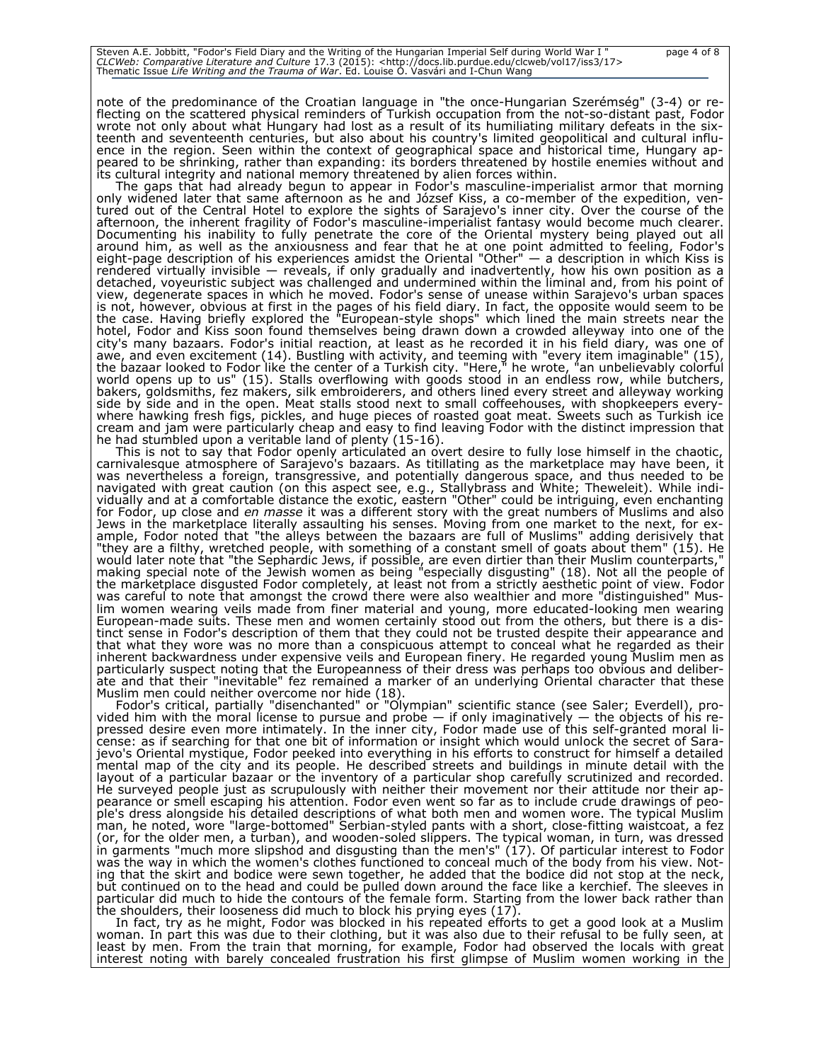note of the predominance of the Croatian language in "the once-Hungarian Szerémség" (3-4) or reflecting on the scattered physical reminders of Turkish occupation from the not-so-distant past, Fodor wrote not only about what Hungary had lost as a result of its humiliating military defeats in the sixteenth and seventeenth centuries, but also about his country's limited geopolitical and cultural influence in the region. Seen within the context of geographical space and historical time, Hungary appeared to be shrinking, rather than expanding: its borders threatened by hostile enemies without and its cultural integrity and national memory threatened by alien forces within.

The gaps that had already begun to appear in Fodor's masculine-imperialist armor that morning only widened later that same afternoon as he and József Kiss, a co-member of the expedition, ventured out of the Central Hotel to explore the sights of Sarajevo's inner city. Over the course of the afternoon, the inherent fragility of Fodor's masculine-imperialist fantasy would become much clearer. Documenting his inability to fully penetrate the core of the Oriental mystery being played out all around him, as well as the anxiousness and fear that he at one point admitted to feeling, Fodor's eight-page description of his experiences amidst the Oriental "Other" — a description in which Kiss is rendered virtually invisible — reveals, if only gradually and inadvertently, how his own position as a detached, voyeuristic subject was challenged and undermined within the liminal and, from his point of view, degenerate spaces in which he moved. Fodor's sense of unease within Sarajevo's urban spaces is not, however, obvious at first in the pages of his field diary. In fact, the opposite would seem to be the case. Having briefly explored the "European-style shops" which lined the main streets near the hotel, Fodor and Kiss soon found themselves being drawn down a crowded alleyway into one of the city's many bazaars. Fodor's initial reaction, at least as he recorded it in his field diary, was one of awe, and even excitement (14). Bustling with activity, and teeming with "every item imaginable" (15), the bazaar looked to Fodor like the center of a Turkish city. "Here," he wrote, "an unbelievably colorful world opens up to us" (15). Stalls overflowing with goods stood in an endless row, while butchers, bakers, goldsmiths, fez makers, silk embroiderers, and others lined every street and alleyway working side by side and in the open. Meat stalls stood next to small coffeehouses, with shopkeepers everywhere hawking fresh figs, pickles, and huge pieces of roasted goat meat. Sweets such as Turkish ice cream and jam were particularly cheap and easy to find leaving Fodor with the distinct impression that he had stumbled upon a veritable land of plenty (15-16).

This is not to say that Fodor openly articulated an overt desire to fully lose himself in the chaotic, carnivalesque atmosphere of Sarajevo's bazaars. As titillating as the marketplace may have been, it was nevertheless a foreign, transgressive, and potentially dangerous space, and thus needed to be navigated with great caution (on this aspect see, e.g., Stallybrass and White; Theweleit). While individually and at a comfortable distance the exotic, eastern "Other" could be intriguing, even enchanting for Fodor, up close and *en masse* it was a different story with the great numbers of Muslims and also Jews in the marketplace literally assaulting his senses. Moving from one market to the next, for example, Fodor noted that "the alleys between the bazaars are full of Muslims" adding derisively that "they are a filthy, wretched people, with something of a constant smell of goats about them" (15). He would later note that "the Sephardic Jews, if possible, are even dirtier than their Muslim counterparts," making special note of the Jewish women as being "especially disgusting" (18). Not all the people of the marketplace disgusted Fodor completely, at least not from a strictly aesthetic point of view. Fodor was careful to note that amongst the crowd there were also wealthier and more "distinguished" Muslim women wearing veils made from finer material and young, more educated-looking men wearing European-made suits. These men and women certainly stood out from the others, but there is a distinct sense in Fodor's description of them that they could not be trusted despite their appearance and that what they wore was no more than a conspicuous attempt to conceal what he regarded as their inherent backwardness under expensive veils and European finery. He regarded young Muslim men as particularly suspect noting that the Europeanness of their dress was perhaps too obvious and deliberate and that their "inevitable" fez remained a marker of an underlying Oriental character that these Muslim men could neither overcome nor hide (18).

Fodor's critical, partially "disenchanted" or "Olympian" scientific stance (see Saler; Everdell), provided him with the moral license to pursue and probe — if only imaginatively — the objects of his repressed desire even more intimately. In the inner city, Fodor made use of this self-granted moral license: as if searching for that one bit of information or insight which would unlock the secret of Sarajevo's Oriental mystique, Fodor peeked into everything in his efforts to construct for himself a detailed mental map of the city and its people. He described streets and buildings in minute detail with the layout of a particular bazaar or the inventory of a particular shop carefully scrutinized and recorded. He surveyed people just as scrupulously with neither their movement nor their attitude nor their appearance or smell escaping his attention. Fodor even went so far as to include crude drawings of people's dress alongside his detailed descriptions of what both men and women wore. The typical Muslim man, he noted, wore "large-bottomed" Serbian-styled pants with a short, close-fitting waistcoat, a fez (or, for the older men, a turban), and wooden-soled slippers. The typical woman, in turn, was dressed in garments "much more slipshod and disgusting than the men's" (17). Of particular interest to Fodor was the way in which the women's clothes functioned to conceal much of the body from his view. Noting that the skirt and bodice were sewn together, he added that the bodice did not stop at the neck, but continued on to the head and could be pulled down around the face like a kerchief. The sleeves in particular did much to hide the contours of the female form. Starting from the lower back rather than the shoulders, their looseness did much to block his prying eyes (17).

In fact, try as he might, Fodor was blocked in his repeated efforts to get a good look at a Muslim woman. In part this was due to their clothing, but it was also due to their refusal to be fully seen, at least by men. From the train that morning, for example, Fodor had observed the locals with great interest noting with barely concealed frustration his first glimpse of Muslim women working in the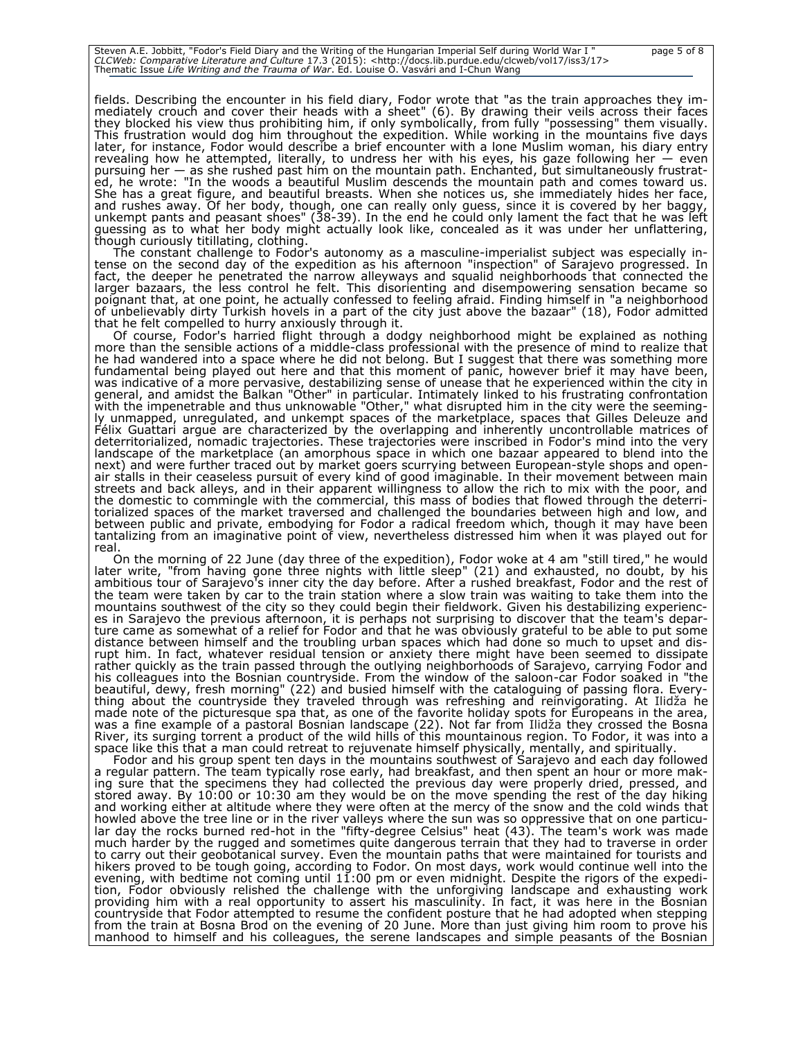fields. Describing the encounter in his field diary, Fodor wrote that "as the train approaches they immediately crouch and cover their heads with a sheet" (6). By drawing their veils across their faces they blocked his view thus prohibiting him, if only symbolically, from fully "possessing" them visually. This frustration would dog him throughout the expedition. While working in the mountains five days later, for instance, Fodor would describe a brief encounter with a lone Muslim woman, his diary entry revealing how he attempted, literally, to undress her with his eyes, his gaze following her — even pursuing her — as she rushed past him on the mountain path. Enchanted, but simultaneously frustrated, he wrote: "In the woods a beautiful Muslim descends the mountain path and comes toward us. She has a great figure, and beautiful breasts. When she notices us, she immediately hides her face, and rushes away. Of her body, though, one can really only guess, since it is covered by her baggy, unkempt pants and peasant shoes" (38-39). In the end he could only lament the fact that he was left guessing as to what her body might actually look like, concealed as it was under her unflattering, though curiously titillating, clothing.

The constant challenge to Fodor's autonomy as a masculine-imperialist subject was especially intense on the second day of the expedition as his afternoon "inspection" of Sarajevo progressed. In fact, the deeper he penetrated the narrow alleyways and squalid neighborhoods that connected the larger bazaars, the less control he felt. This disorienting and disempowering sensation became so poignant that, at one point, he actually confessed to feeling afraid. Finding himself in "a neighborhood of unbelievably dirty Turkish hovels in a part of the city just above the bazaar" (18), Fodor admitted that he felt compelled to hurry anxiously through it.

Of course, Fodor's harried flight through a dodgy neighborhood might be explained as nothing more than the sensible actions of a middle-class professional with the presence of mind to realize that he had wandered into a space where he did not belong. But I suggest that there was something more fundamental being played out here and that this moment of panic, however brief it may have been, was indicative of a more pervasive, destabilizing sense of unease that he experienced within the city in general, and amidst the Balkan "Other" in particular. Intimately linked to his frustrating confrontation with the impenetrable and thus unknowable "Other," what disrupted him in the city were the seemingly unmapped, unregulated, and unkempt spaces of the marketplace, spaces that Gilles Deleuze and Félix Guattari argue are characterized by the overlapping and inherently uncontrollable matrices of deterritorialized, nomadic trajectories. These trajectories were inscribed in Fodor's mind into the very landscape of the marketplace (an amorphous space in which one bazaar appeared to blend into the next) and were further traced out by market goers scurrying between European-style shops and open-air stalls in their ceaseless pursuit of every kind of good imaginable. In their movement between main streets and back alleys, and in their apparent willingness to allow the rich to mix with the poor, and the domestic to commingle with the commercial, this mass of bodies that flowed through the deterritorialized spaces of the market traversed and challenged the boundaries between high and low, and between public and private, embodying for Fodor a radical freedom which, though it may have been tantalizing from an imaginative point of view, nevertheless distressed him when it was played out for real.

On the morning of 22 June (day three of the expedition), Fodor woke at 4 am "still tired," he would later write, "from having gone three nights with little sleep" (21) and exhausted, no doubt, by his ambitious tour of Sarajevo's inner city the day before. After a rushed breakfast, Fodor and the rest of the team were taken by car to the train station where a slow train was waiting to take them into the mountains southwest of the city so they could begin their fieldwork. Given his destabilizing experiences in Sarajevo the previous afternoon, it is perhaps not surprising to discover that the team's departure came as somewhat of a relief for Fodor and that he was obviously grateful to be able to put some distance between himself and the troubling urban spaces which had done so much to upset and disrupt him. In fact, whatever residual tension or anxiety there might have been seemed to dissipate rather quickly as the train passed through the outlying neighborhoods of Sarajevo, carrying Fodor and his colleagues into the Bosnian countryside. From the window of the saloon-car Fodor soaked in "the beautiful, dewy, fresh morning" (22) and busied himself with the cataloguing of passing flora. Everything about the countryside they traveled through was refreshing and reinvigorating. At Ilidža he made note of the picturesque spa that, as one of the favorite holiday spots for Europeans in the area, was a fine example of a pastoral Bosnian landscape (22). Not far from Ilidža they crossed the Bosna River, its surging torrent a product of the wild hills of this mountainous region. To Fodor, it was into a space like this that a man could retreat to rejuvenate himself physically, mentally, and spiritually.

Fodor and his group spent ten days in the mountains southwest of Sarajevo and each day followed a regular pattern. The team typically rose early, had breakfast, and then spent an hour or more making sure that the specimens they had collected the previous day were properly dried, pressed, and stored away. By 10:00 or 10:30 am they would be on the move spending the rest of the day hiking and working either at altitude where they were often at the mercy of the snow and the cold winds that howled above the tree line or in the river valleys where the sun was so oppressive that on one particular day the rocks burned red-hot in the "fifty-degree Celsius" heat (43). The team's work was made much harder by the rugged and sometimes quite dangerous terrain that they had to traverse in order to carry out their geobotanical survey. Even the mountain paths that were maintained for tourists and hikers proved to be tough going, according to Fodor. On most days, work would continue well into the evening, with bedtime not coming until 11:00 pm or even midnight. Despite the rigors of the expedition, Fodor obviously relished the challenge with the unforgiving landscape and exhausting work providing him with a real opportunity to assert his masculinity. In fact, it was here in the Bosnian countryside that Fodor attempted to resume the confident posture that he had adopted when stepping from the train at Bosna Brod on the evening of 20 June. More than just giving him room to prove his manhood to himself and his colleagues, the serene landscapes and simple peasants of the Bosnian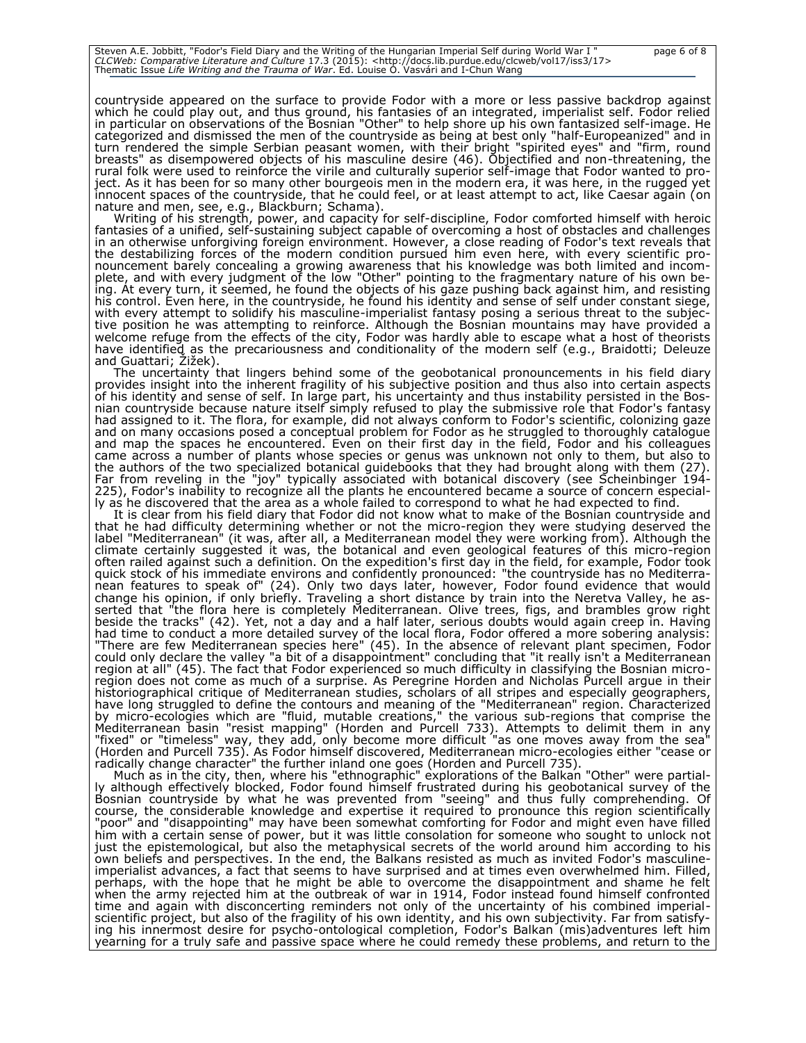countryside appeared on the surface to provide Fodor with a more or less passive backdrop against which he could play out, and thus ground, his fantasies of an integrated, imperialist self. Fodor relied in particular on observations of the Bosnian "Other" to help shore up his own fantasized self-image. He categorized and dismissed the men of the countryside as being at best only "half-Europeanized" and in turn rendered the simple Serbian peasant women, with their bright "spirited eyes" and "firm, round breasts" as disempowered objects of his masculine desire (46). Objectified and non-threatening, the rural folk were used to reinforce the virile and culturally superior self-image that Fodor wanted to project. As it has been for so many other bourgeois men in the modern era, it was here, in the rugged yet innocent spaces of the countryside, that he could feel, or at least attempt to act, like Caesar again (on nature and men, see, e.g., Blackburn; Schama).

Writing of his strength, power, and capacity for self-discipline, Fodor comforted himself with heroic fantasies of a unified, self-sustaining subject capable of overcoming a host of obstacles and challenges in an otherwise unforgiving foreign environment. However, a close reading of Fodor's text reveals that the destabilizing forces of the modern condition pursued him even here, with every scientific pronouncement barely concealing a growing awareness that his knowledge was both limited and incomplete, and with every judgment of the low "Other" pointing to the fragmentary nature of his own being. At every turn, it seemed, he found the objects of his gaze pushing back against him, and resisting his control. Even here, in the countryside, he found his identity and sense of self under constant siege, with every attempt to solidify his masculine-imperialist fantasy posing a serious threat to the subjective position he was attempting to reinforce. Although the Bosnian mountains may have provided a welcome refuge from the effects of the city, Fodor was hardly able to escape what a host of theorists have identified as the precariousness and conditionality of the modern self (e.g., Braidotti; Deleuze and Guattari; Žižek).

The uncertainty that lingers behind some of the geobotanical pronouncements in his field diary provides insight into the inherent fragility of his subjective position and thus also into certain aspects of his identity and sense of self. In large part, his uncertainty and thus instability persisted in the Bosnian countryside because nature itself simply refused to play the submissive role that Fodor's fantasy had assigned to it. The flora, for example, did not always conform to Fodor's scientific, colonizing gaze and on many occasions posed a conceptual problem for Fodor as he struggled to thoroughly catalogue and map the spaces he encountered. Even on their first day in the field, Fodor and his colleagues came across a number of plants whose species or genus was unknown not only to them, but also to the authors of the two specialized botanical guidebooks that they had brought along with them (27). Far from reveling in the "joy" typically associated with botanical discovery (see Scheinbinger 194-225), Fodor's inability to recognize all the plants he encountered became a source of concern especially as he discovered that the area as a whole failed to correspond to what he had expected to find.

It is clear from his field diary that Fodor did not know what to make of the Bosnian countryside and that he had difficulty determining whether or not the micro-region they were studying deserved the label "Mediterranean" (it was, after all, a Mediterranean model they were working from). Although the climate certainly suggested it was, the botanical and even geological features of this micro-region often railed against such a definition. On the expedition's first day in the field, for example, Fodor took quick stock of his immediate environs and confidently pronounced: "the countryside has no Mediterranean features to speak of" (24). Only two days later, however, Fodor found evidence that would change his opinion, if only briefly. Traveling a short distance by train into the Neretva Valley, he asserted that "the flora here is completely Mediterranean. Olive trees, figs, and brambles grow right beside the tracks" (42). Yet, not a day and a half later, serious doubts would again creep in. Having had time to conduct a more detailed survey of the local flora, Fodor offered a more sobering analysis: "There are few Mediterranean species here" (45). In the absence of relevant plant specimen, Fodor could only declare the valley "a bit of a disappointment" concluding that "it really isn't a Mediterranean region at all" (45). The fact that Fodor experienced so much difficulty in classifying the Bosnian micro-region does not come as much of a surprise. As Peregrine Horden and Nicholas Purcell argue in their historiographical critique of Mediterranean studies, scholars of all stripes and especially geographers, have long struggled to define the contours and meaning of the "Mediterranean" region. Characterized by micro-ecologies which are "fluid, mutable creations," the various sub-regions that comprise the Mediterranean basin "resist mapping" (Horden and Purcell 733). Attempts to delimit them in any "fixed" or "timeless" way, they add, only become more difficult "as one moves away from the sea" (Horden and Purcell 735). As Fodor himself discovered, Mediterranean micro-ecologies either "cease or radically change character" the further inland one goes (Horden and Purcell 735).

Much as in the city, then, where his "ethnographic" explorations of the Balkan "Other" were partially although effectively blocked, Fodor found himself frustrated during his geobotanical survey of the Bosnian countryside by what he was prevented from "seeing" and thus fully comprehending. Of course, the considerable knowledge and expertise it required to pronounce this region scientifically "poor" and "disappointing" may have been somewhat comforting for Fodor and might even have filled him with a certain sense of power, but it was little consolation for someone who sought to unlock not just the epistemological, but also the metaphysical secrets of the world around him according to his own beliefs and perspectives. In the end, the Balkans resisted as much as invited Fodor's masculine-imperialist advances, a fact that seems to have surprised and at times even overwhelmed him. Filled, perhaps, with the hope that he might be able to overcome the disappointment and shame he felt when the army rejected him at the outbreak of war in 1914, Fodor instead found himself confronted time and again with disconcerting reminders not only of the uncertainty of his combined imperial-scientific project, but also of the fragility of his own identity, and his own subjectivity. Far from satisfying his innermost desire for psycho-ontological completion, Fodor's Balkan (mis)adventures left him yearning for a truly safe and passive space where he could remedy these problems, and return to the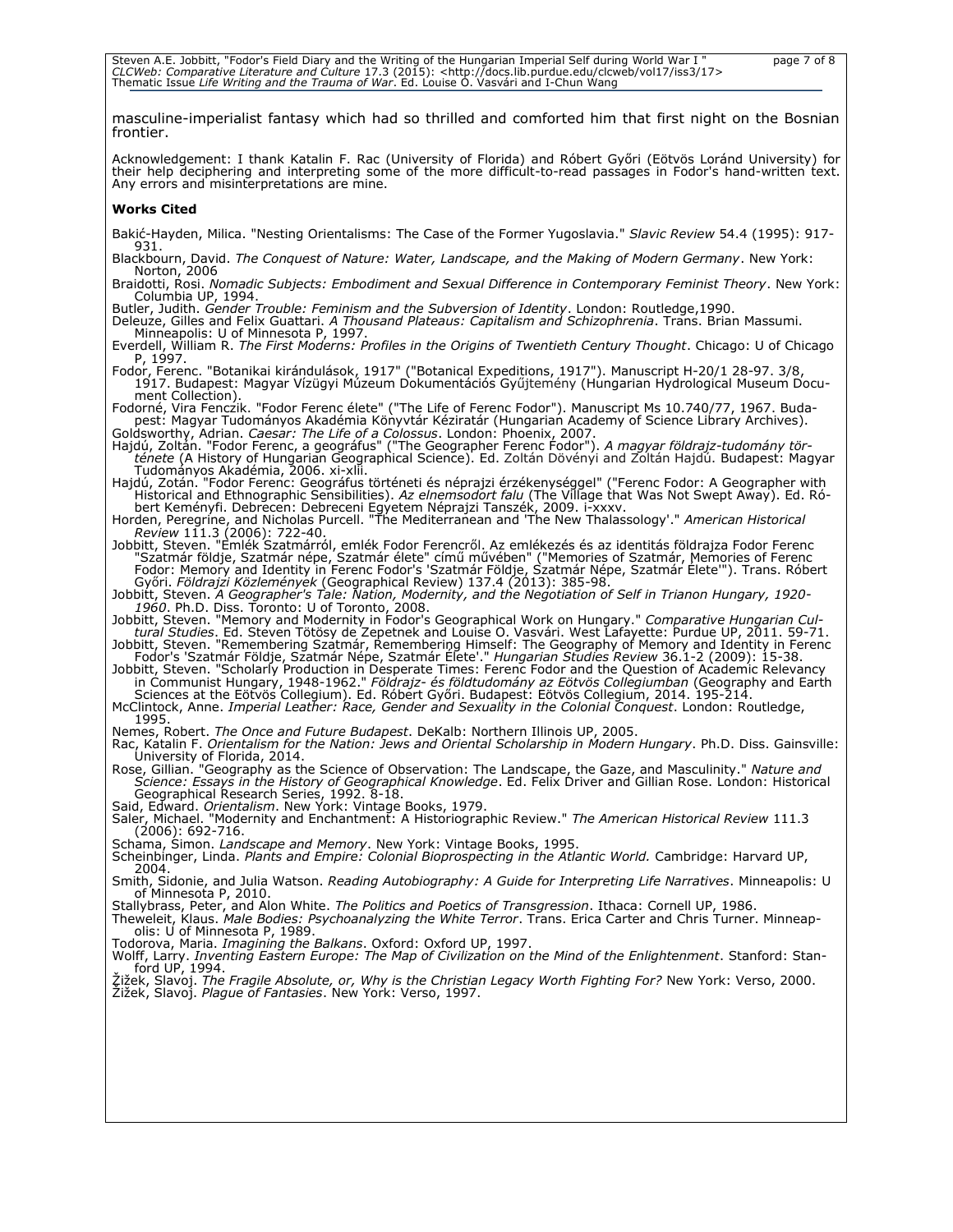masculine-imperialist fantasy which had so thrilled and comforted him that first night on the Bosnian frontier.

Acknowledgement: I thank Katalin F. Rac (University of Florida) and Róbert Győri (Eötvös Loránd University) for their help deciphering and interpreting some of the more difficult-to-read passages in Fodor's hand-written text. Any errors and misinterpretations are mine.

**Works Cited**

Bakić-Hayden, Milica. "Nesting Orientalisms: The Case of the Former Yugoslavia." *Slavic Review* 54.4 (1995): 917-931.

Blackbourn, David. *The Conquest of Nature: Water, Landscape, and the Making of Modern Germany*. New York: Norton, 2006

Braidotti, Rosi. *Nomadic Subjects: Embodiment and Sexual Difference in Contemporary Feminist Theory*. New York: Columbia UP, 1994.

Butler, Judith. *Gender Trouble: Feminism and the Subversion of Identity*. London: Routledge,1990.

Deleuze, Gilles and Felix Guattari. *A Thousand Plateaus: Capitalism and Schizophrenia*. Trans. Brian Massumi. Minneapolis: U of Minnesota P, 1997.

Everdell, William R. *The First Moderns: Profiles in the Origins of Twentieth Century Thought*. Chicago: U of Chicago P, 1997.

Fodor, Ferenc. "Botanikai kirándulások, 1917" ("Botanical Expeditions, 1917"). Manuscript H-20/1 28-97. 3/8, 1917. Budapest: Magyar Vízügyi Múzeum Dokumentációs Gyűjtemény (Hungarian Hydrological Museum Document Collection).

Fodorné, Vira Fenczik. "Fodor Ferenc élete" ("The Life of Ferenc Fodor"). Manuscript Ms 10.740/77, 1967. Budapest: Magyar Tudományos Akadémia Könyvtár Kéziratár (Hungarian Academy of Science Library Archives).

Goldsworthy, Adrian. *Caesar: The Life of a Colossus*. London: Phoenix, 2007.

Hajdú, Zoltán. "Fodor Ferenc, a geográfus" ("The Geographer Ferenc Fodor"). *A magyar földrajz-tudomány története* (A History of Hungarian Geographical Science). Ed. Zoltán Dövényi and Zoltán Hajdú. Budapest: Magyar Tudományos Akadémia, 2006. xi-xlii.

Hajdú, Zotán. "Fodor Ferenc: Geográfus történeti és néprajzi érzékenységgel" ("Ferenc Fodor: A Geographer with Historical and Ethnographic Sensibilities). *Az elnemsodort falu* (The Village that Was Not Swept Away). Ed. Róbert Keményfi. Debrecen: Debreceni Egyetem Néprajzi Tanszék, 2009. i-xxxv.

Horden, Peregrine, and Nicholas Purcell. "The Mediterranean and 'The New Thalassology'." *American Historical Review* 111.3 (2006): 722-40.

Jobbitt, Steven. "Emlék Szatmárról, emlék Fodor Ferencről. Az emlékezés és az identitás földrajza Fodor Ferenc "Szatmár földje, Szatmár népe, Szatmár élete" című művében" ("Memories of Szatmár, Memories of Ferenc Fodor: Memory and Identity in Ferenc Fodor's 'Szatmár Földje, Szatmár Népe, Szatmár Élete'"). Trans. Róbert Győri. *Földrajzi Közlemények* (Geographical Review) 137.4 (2013): 385-98.

Jobbitt, Steven. *A Geographer's Tale: Nation, Modernity, and the Negotiation of Self in Trianon Hungary, 1920-1960*. Ph.D. Diss. Toronto: U of Toronto, 2008.

Jobbitt, Steven. "Memory and Modernity in Fodor's Geographical Work on Hungary." *Comparative Hungarian Cultural Studies*. Ed. Steven Tötösy de Zepetnek and Louise O. Vasvári. West Lafayette: Purdue UP, 2011. 59-71.

Jobbitt, Steven. "Remembering Szatmár, Remembering Himself: The Geography of Memory and Identity in Ferenc Fodor's 'Szatmár Földje, Szatmár Népe, Szatmár Élete'." *Hungarian Studies Review* 36.1-2 (2009): 15-38.

Jobbitt, Steven. "Scholarly Production in Desperate Times: Ferenc Fodor and the Question of Academic Relevancy in Communist Hungary, 1948-1962." *Földrajz- és földtudomány az Eötvös Collegiumban* (Geography and Earth Sciences at the Eötvös Collegium). Ed. Róbert Győri. Budapest: Eötvös Collegium, 2014. 195-214.

McClintock, Anne. *Imperial Leather: Race, Gender and Sexuality in the Colonial Conquest*. London: Routledge, 1995.

Nemes, Robert. *The Once and Future Budapest*. DeKalb: Northern Illinois UP, 2005.

Rac, Katalin F. *Orientalism for the Nation: Jews and Oriental Scholarship in Modern Hungary*. Ph.D. Diss. Gainsville: University of Florida, 2014.

Rose, Gillian. "Geography as the Science of Observation: The Landscape, the Gaze, and Masculinity." *Nature and Science: Essays in the History of Geographical Knowledge*. Ed. Felix Driver and Gillian Rose. London: Historical Geographical Research Series, 1992. 8-18.

Said, Edward. *Orientalism*. New York: Vintage Books, 1979.

Saler, Michael. "Modernity and Enchantment: A Historiographic Review." *The American Historical Review* 111.3 (2006): 692-716.

Schama, Simon. *Landscape and Memory*. New York: Vintage Books, 1995.

Scheinbinger, Linda. *Plants and Empire: Colonial Bioprospecting in the Atlantic World.* Cambridge: Harvard UP, 2004.

Smith, Sidonie, and Julia Watson. *Reading Autobiography: A Guide for Interpreting Life Narratives*. Minneapolis: U of Minnesota P, 2010.

Stallybrass, Peter, and Alon White. *The Politics and Poetics of Transgression*. Ithaca: Cornell UP, 1986.

Theweleit, Klaus. *Male Bodies: Psychoanalyzing the White Terror*. Trans. Erica Carter and Chris Turner. Minneapolis: U of Minnesota P, 1989.

Todorova, Maria. *Imagining the Balkans*. Oxford: Oxford UP, 1997.

Wolff, Larry. *Inventing Eastern Europe: The Map of Civilization on the Mind of the Enlightenment*. Stanford: Stanford UP, 1994.

Žižek, Slavoj. *The Fragile Absolute, or, Why is the Christian Legacy Worth Fighting For?* New York: Verso, 2000.

Žižek, Slavoj. *Plague of Fantasies*. New York: Verso, 1997.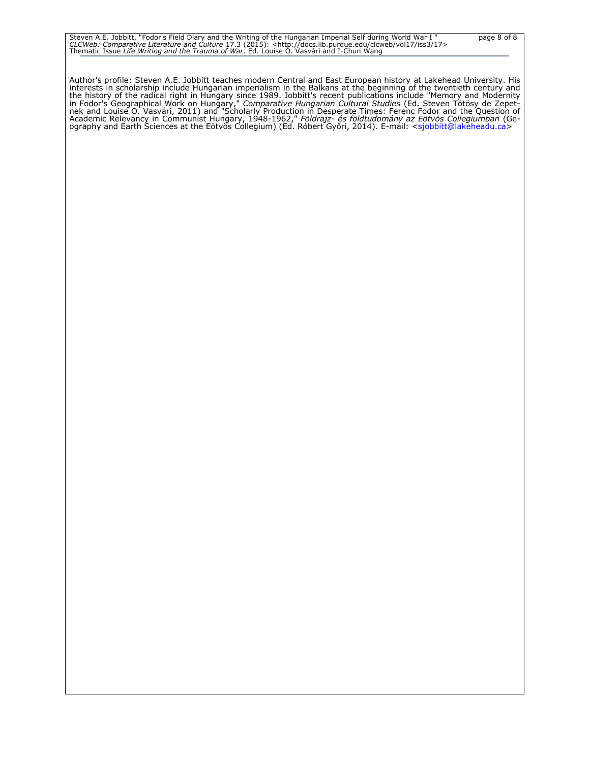Author's profile: Steven A.E. Jobbitt teaches modern Central and East European history at Lakehead University. His interests in scholarship include Hungarian imperialism in the Balkans at the beginning of the twentieth century and the history of the radical right in Hungary since 1989. Jobbitt's recent publications include "Memory and Modernity in Fodor's Geographical Work on Hungary," *Comparative Hungarian Cultural Studies* (Ed. Steven Tötösy de Zepetnek and Louise O. Vasvári, 2011) and "Scholarly Production in Desperate Times: Ferenc Fodor and the Question of Academic Relevancy in Communist Hungary, 1948-1962," *Földrajz- és földtudomány az Eötvös Collegiumban* (Geography and Earth Sciences at the Eötvös Collegium) (Ed. Róbert Győri, 2014). E-mail: <sjobbitt@lakeheadu.ca>